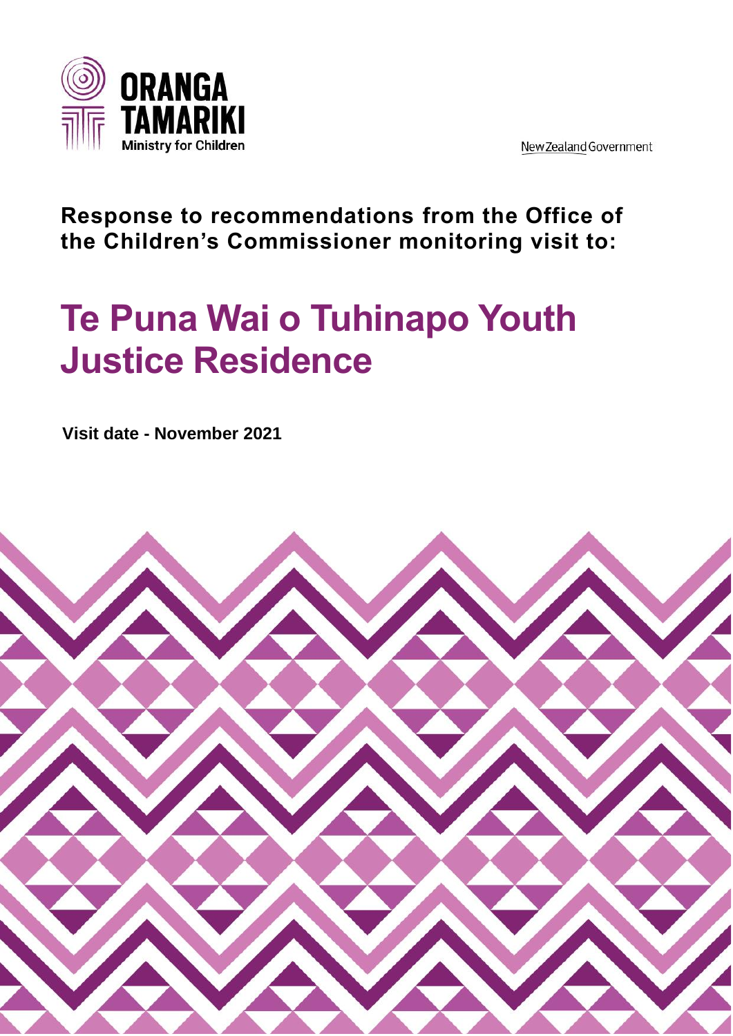ORANGA TAMARIKI
Ministry for Children

New Zealand Government

**Response to recommendations from the Office of the Children's Commissioner monitoring visit to:**

# Te Puna Wai o Tuhinapo Youth Justice Residence

**Visit date - November 2021**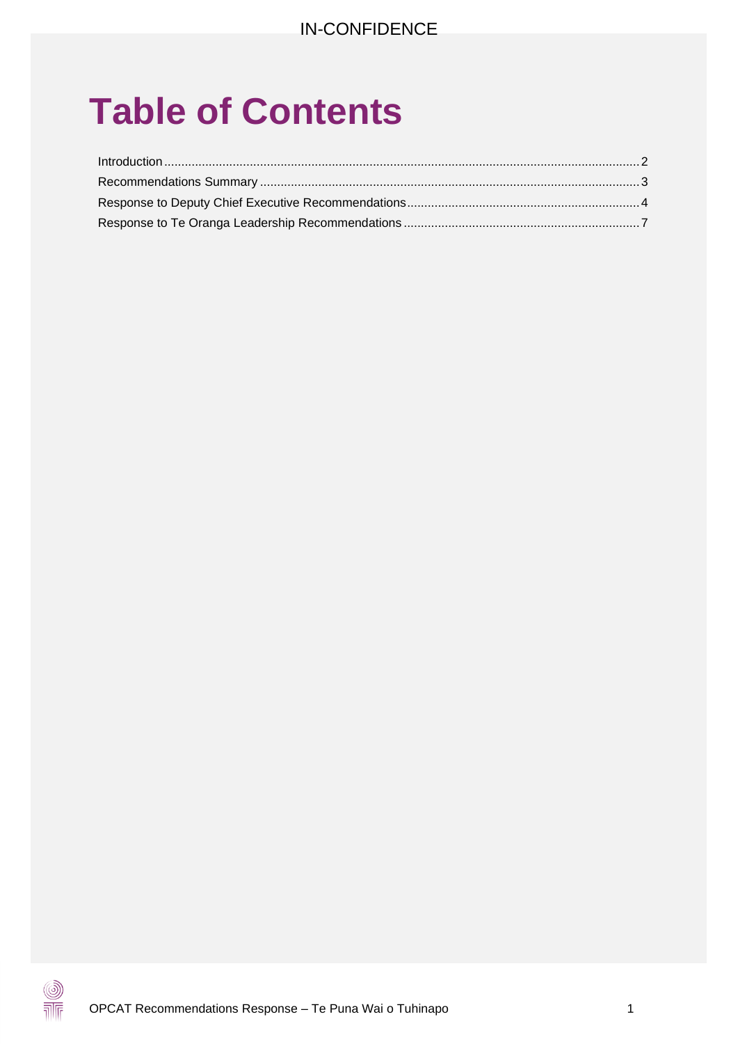# Table of Contents

Introduction .......... 2
Recommendations Summary .......... 3
Response to Deputy Chief Executive Recommendations .......... 4
Response to Te Oranga Leadership Recommendations .......... 7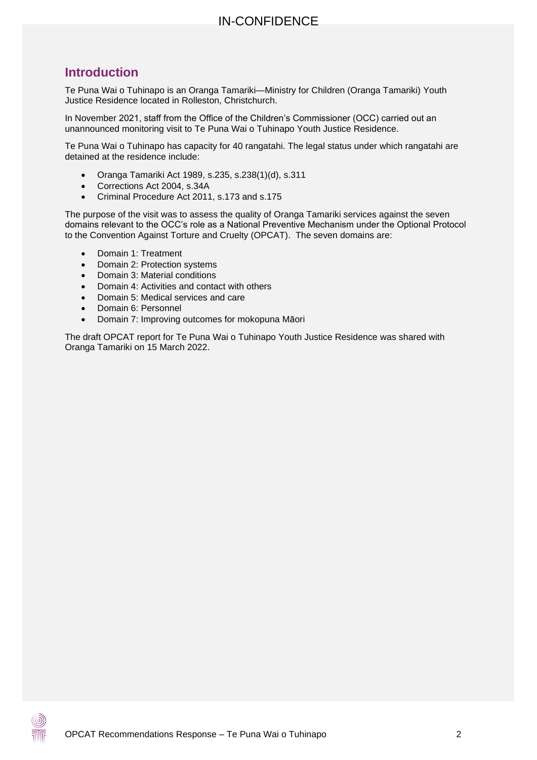## Introduction

Te Puna Wai o Tuhinapo is an Oranga Tamariki—Ministry for Children (Oranga Tamariki) Youth Justice Residence located in Rolleston, Christchurch.

In November 2021, staff from the Office of the Children's Commissioner (OCC) carried out an unannounced monitoring visit to Te Puna Wai o Tuhinapo Youth Justice Residence.

Te Puna Wai o Tuhinapo has capacity for 40 rangatahi. The legal status under which rangatahi are detained at the residence include:

- Oranga Tamariki Act 1989, s.235, s.238(1)(d), s.311
- Corrections Act 2004, s.34A
- Criminal Procedure Act 2011, s.173 and s.175

The purpose of the visit was to assess the quality of Oranga Tamariki services against the seven domains relevant to the OCC's role as a National Preventive Mechanism under the Optional Protocol to the Convention Against Torture and Cruelty (OPCAT). The seven domains are:

- Domain 1: Treatment
- Domain 2: Protection systems
- Domain 3: Material conditions
- Domain 4: Activities and contact with others
- Domain 5: Medical services and care
- Domain 6: Personnel
- Domain 7: Improving outcomes for mokopuna Māori

The draft OPCAT report for Te Puna Wai o Tuhinapo Youth Justice Residence was shared with Oranga Tamariki on 15 March 2022.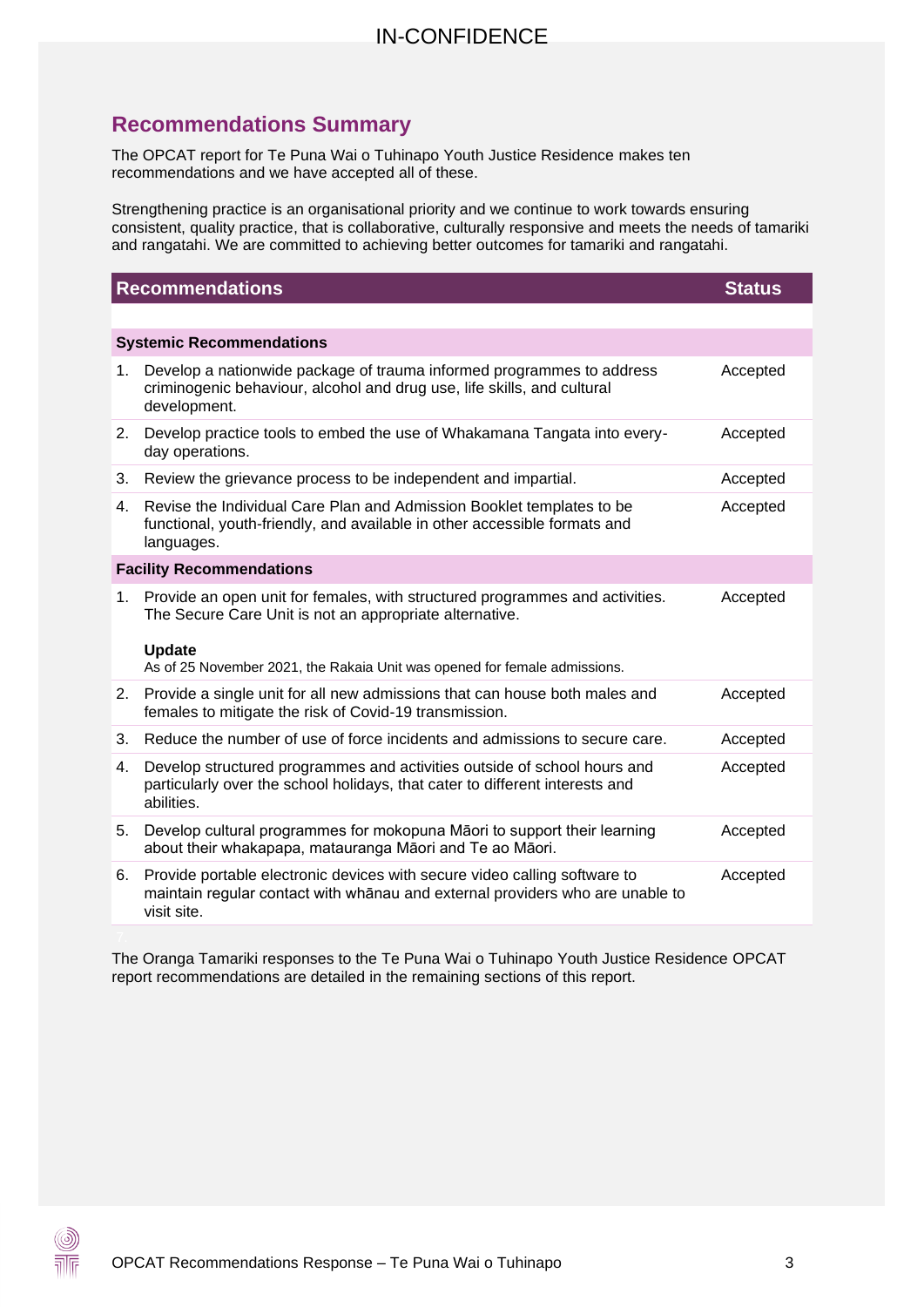IN-CONFIDENCE

## Recommendations Summary

The OPCAT report for Te Puna Wai o Tuhinapo Youth Justice Residence makes ten recommendations and we have accepted all of these.

Strengthening practice is an organisational priority and we continue to work towards ensuring consistent, quality practice, that is collaborative, culturally responsive and meets the needs of tamariki and rangatahi. We are committed to achieving better outcomes for tamariki and rangatahi.

| Recommendations | Status |
|---|---|
| **Systemic Recommendations** | |
| 1. Develop a nationwide package of trauma informed programmes to address criminogenic behaviour, alcohol and drug use, life skills, and cultural development. | Accepted |
| 2. Develop practice tools to embed the use of Whakamana Tangata into every-day operations. | Accepted |
| 3. Review the grievance process to be independent and impartial. | Accepted |
| 4. Revise the Individual Care Plan and Admission Booklet templates to be functional, youth-friendly, and available in other accessible formats and languages. | Accepted |
| **Facility Recommendations** | |
| 1. Provide an open unit for females, with structured programmes and activities. The Secure Care Unit is not an appropriate alternative. **Update** As of 25 November 2021, the Rakaia Unit was opened for female admissions. | Accepted |
| 2. Provide a single unit for all new admissions that can house both males and females to mitigate the risk of Covid-19 transmission. | Accepted |
| 3. Reduce the number of use of force incidents and admissions to secure care. | Accepted |
| 4. Develop structured programmes and activities outside of school hours and particularly over the school holidays, that cater to different interests and abilities. | Accepted |
| 5. Develop cultural programmes for mokopuna Māori to support their learning about their whakapapa, matauranga Māori and Te ao Māori. | Accepted |
| 6. Provide portable electronic devices with secure video calling software to maintain regular contact with whānau and external providers who are unable to visit site. | Accepted |

The Oranga Tamariki responses to the Te Puna Wai o Tuhinapo Youth Justice Residence OPCAT report recommendations are detailed in the remaining sections of this report.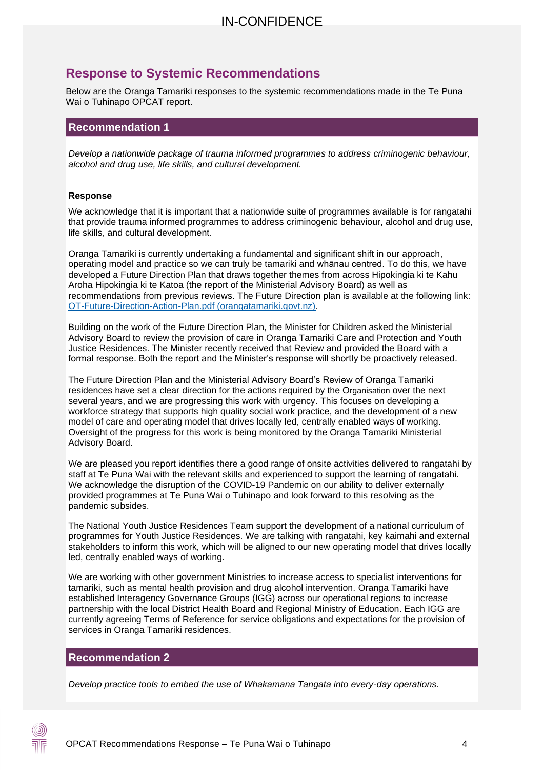## Response to Systemic Recommendations

Below are the Oranga Tamariki responses to the systemic recommendations made in the Te Puna Wai o Tuhinapo OPCAT report.

### Recommendation 1

*Develop a nationwide package of trauma informed programmes to address criminogenic behaviour, alcohol and drug use, life skills, and cultural development.*

**Response**

We acknowledge that it is important that a nationwide suite of programmes available is for rangatahi that provide trauma informed programmes to address criminogenic behaviour, alcohol and drug use, life skills, and cultural development.

Oranga Tamariki is currently undertaking a fundamental and significant shift in our approach, operating model and practice so we can truly be tamariki and whānau centred. To do this, we have developed a Future Direction Plan that draws together themes from across Hipokingia ki te Kahu Aroha Hipokingia ki te Katoa (the report of the Ministerial Advisory Board) as well as recommendations from previous reviews. The Future Direction plan is available at the following link: [OT-Future-Direction-Action-Plan.pdf (orangatamariki.govt.nz)](OT-Future-Direction-Action-Plan.pdf (orangatamariki.govt.nz)).

Building on the work of the Future Direction Plan, the Minister for Children asked the Ministerial Advisory Board to review the provision of care in Oranga Tamariki Care and Protection and Youth Justice Residences. The Minister recently received that Review and provided the Board with a formal response. Both the report and the Minister's response will shortly be proactively released.

The Future Direction Plan and the Ministerial Advisory Board's Review of Oranga Tamariki residences have set a clear direction for the actions required by the Organisation over the next several years, and we are progressing this work with urgency. This focuses on developing a workforce strategy that supports high quality social work practice, and the development of a new model of care and operating model that drives locally led, centrally enabled ways of working. Oversight of the progress for this work is being monitored by the Oranga Tamariki Ministerial Advisory Board.

We are pleased you report identifies there a good range of onsite activities delivered to rangatahi by staff at Te Puna Wai with the relevant skills and experienced to support the learning of rangatahi. We acknowledge the disruption of the COVID-19 Pandemic on our ability to deliver externally provided programmes at Te Puna Wai o Tuhinapo and look forward to this resolving as the pandemic subsides.

The National Youth Justice Residences Team support the development of a national curriculum of programmes for Youth Justice Residences. We are talking with rangatahi, key kaimahi and external stakeholders to inform this work, which will be aligned to our new operating model that drives locally led, centrally enabled ways of working.

We are working with other government Ministries to increase access to specialist interventions for tamariki, such as mental health provision and drug alcohol intervention. Oranga Tamariki have established Interagency Governance Groups (IGG) across our operational regions to increase partnership with the local District Health Board and Regional Ministry of Education. Each IGG are currently agreeing Terms of Reference for service obligations and expectations for the provision of services in Oranga Tamariki residences.

### Recommendation 2

*Develop practice tools to embed the use of Whakamana Tangata into every-day operations.*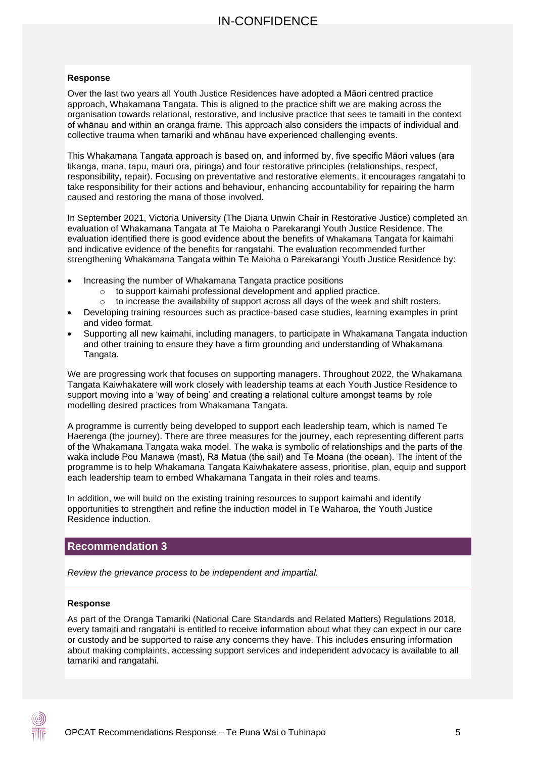**Response**

Over the last two years all Youth Justice Residences have adopted a Māori centred practice approach, Whakamana Tangata. This is aligned to the practice shift we are making across the organisation towards relational, restorative, and inclusive practice that sees te tamaiti in the context of whānau and within an oranga frame. This approach also considers the impacts of individual and collective trauma when tamariki and whānau have experienced challenging events.

This Whakamana Tangata approach is based on, and informed by, five specific Māori values (ara tikanga, mana, tapu, mauri ora, piringa) and four restorative principles (relationships, respect, responsibility, repair). Focusing on preventative and restorative elements, it encourages rangatahi to take responsibility for their actions and behaviour, enhancing accountability for repairing the harm caused and restoring the mana of those involved.

In September 2021, Victoria University (The Diana Unwin Chair in Restorative Justice) completed an evaluation of Whakamana Tangata at Te Maioha o Parekarangi Youth Justice Residence. The evaluation identified there is good evidence about the benefits of Whakamana Tangata for kaimahi and indicative evidence of the benefits for rangatahi. The evaluation recommended further strengthening Whakamana Tangata within Te Maioha o Parekarangi Youth Justice Residence by:

- Increasing the number of Whakamana Tangata practice positions
  - to support kaimahi professional development and applied practice.
  - to increase the availability of support across all days of the week and shift rosters.
- Developing training resources such as practice-based case studies, learning examples in print and video format.
- Supporting all new kaimahi, including managers, to participate in Whakamana Tangata induction and other training to ensure they have a firm grounding and understanding of Whakamana Tangata.

We are progressing work that focuses on supporting managers. Throughout 2022, the Whakamana Tangata Kaiwhakatere will work closely with leadership teams at each Youth Justice Residence to support moving into a 'way of being' and creating a relational culture amongst teams by role modelling desired practices from Whakamana Tangata.

A programme is currently being developed to support each leadership team, which is named Te Haerenga (the journey). There are three measures for the journey, each representing different parts of the Whakamana Tangata waka model. The waka is symbolic of relationships and the parts of the waka include Pou Manawa (mast), Rā Matua (the sail) and Te Moana (the ocean). The intent of the programme is to help Whakamana Tangata Kaiwhakatere assess, prioritise, plan, equip and support each leadership team to embed Whakamana Tangata in their roles and teams.

In addition, we will build on the existing training resources to support kaimahi and identify opportunities to strengthen and refine the induction model in Te Waharoa, the Youth Justice Residence induction.

## Recommendation 3

*Review the grievance process to be independent and impartial.*

**Response**

As part of the Oranga Tamariki (National Care Standards and Related Matters) Regulations 2018, every tamaiti and rangatahi is entitled to receive information about what they can expect in our care or custody and be supported to raise any concerns they have. This includes ensuring information about making complaints, accessing support services and independent advocacy is available to all tamariki and rangatahi.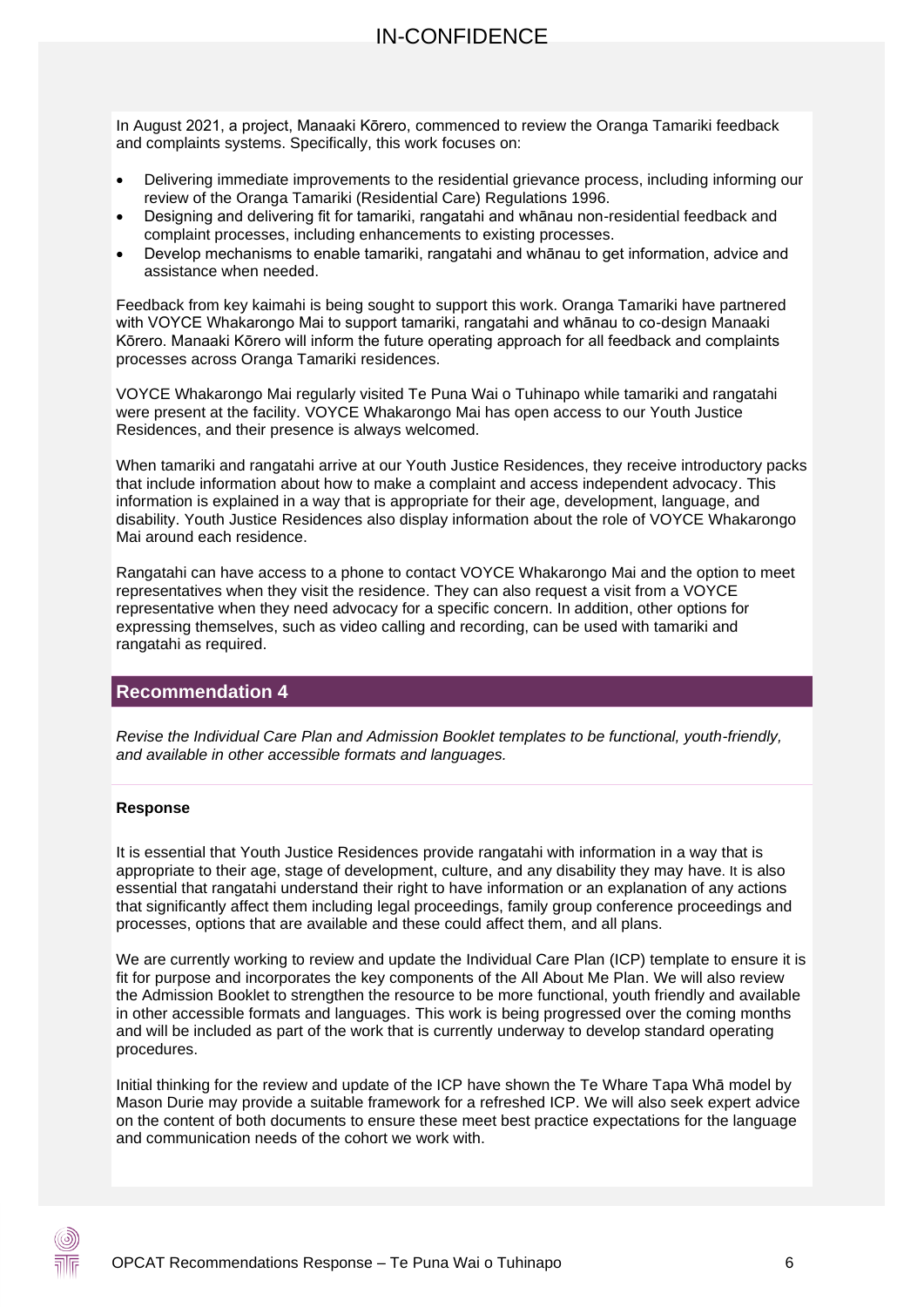In August 2021, a project, Manaaki Kōrero, commenced to review the Oranga Tamariki feedback and complaints systems. Specifically, this work focuses on:

- Delivering immediate improvements to the residential grievance process, including informing our review of the Oranga Tamariki (Residential Care) Regulations 1996.
- Designing and delivering fit for tamariki, rangatahi and whānau non-residential feedback and complaint processes, including enhancements to existing processes.
- Develop mechanisms to enable tamariki, rangatahi and whānau to get information, advice and assistance when needed.

Feedback from key kaimahi is being sought to support this work. Oranga Tamariki have partnered with VOYCE Whakarongo Mai to support tamariki, rangatahi and whānau to co-design Manaaki Kōrero. Manaaki Kōrero will inform the future operating approach for all feedback and complaints processes across Oranga Tamariki residences.

VOYCE Whakarongo Mai regularly visited Te Puna Wai o Tuhinapo while tamariki and rangatahi were present at the facility. VOYCE Whakarongo Mai has open access to our Youth Justice Residences, and their presence is always welcomed.

When tamariki and rangatahi arrive at our Youth Justice Residences, they receive introductory packs that include information about how to make a complaint and access independent advocacy. This information is explained in a way that is appropriate for their age, development, language, and disability. Youth Justice Residences also display information about the role of VOYCE Whakarongo Mai around each residence.

Rangatahi can have access to a phone to contact VOYCE Whakarongo Mai and the option to meet representatives when they visit the residence. They can also request a visit from a VOYCE representative when they need advocacy for a specific concern. In addition, other options for expressing themselves, such as video calling and recording, can be used with tamariki and rangatahi as required.

## Recommendation 4

*Revise the Individual Care Plan and Admission Booklet templates to be functional, youth-friendly, and available in other accessible formats and languages.*

**Response**

It is essential that Youth Justice Residences provide rangatahi with information in a way that is appropriate to their age, stage of development, culture, and any disability they may have. It is also essential that rangatahi understand their right to have information or an explanation of any actions that significantly affect them including legal proceedings, family group conference proceedings and processes, options that are available and these could affect them, and all plans.

We are currently working to review and update the Individual Care Plan (ICP) template to ensure it is fit for purpose and incorporates the key components of the All About Me Plan. We will also review the Admission Booklet to strengthen the resource to be more functional, youth friendly and available in other accessible formats and languages. This work is being progressed over the coming months and will be included as part of the work that is currently underway to develop standard operating procedures.

Initial thinking for the review and update of the ICP have shown the Te Whare Tapa Whā model by Mason Durie may provide a suitable framework for a refreshed ICP. We will also seek expert advice on the content of both documents to ensure these meet best practice expectations for the language and communication needs of the cohort we work with.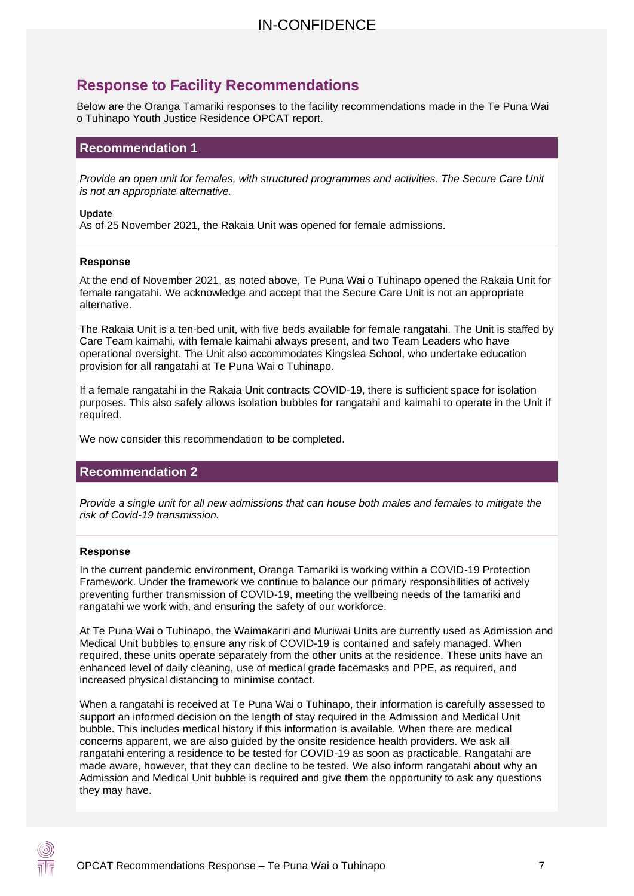## Response to Facility Recommendations

Below are the Oranga Tamariki responses to the facility recommendations made in the Te Puna Wai o Tuhinapo Youth Justice Residence OPCAT report.

### Recommendation 1

*Provide an open unit for females, with structured programmes and activities. The Secure Care Unit is not an appropriate alternative.*

**Update**

As of 25 November 2021, the Rakaia Unit was opened for female admissions.

**Response**

At the end of November 2021, as noted above, Te Puna Wai o Tuhinapo opened the Rakaia Unit for female rangatahi. We acknowledge and accept that the Secure Care Unit is not an appropriate alternative.

The Rakaia Unit is a ten-bed unit, with five beds available for female rangatahi. The Unit is staffed by Care Team kaimahi, with female kaimahi always present, and two Team Leaders who have operational oversight. The Unit also accommodates Kingslea School, who undertake education provision for all rangatahi at Te Puna Wai o Tuhinapo.

If a female rangatahi in the Rakaia Unit contracts COVID-19, there is sufficient space for isolation purposes. This also safely allows isolation bubbles for rangatahi and kaimahi to operate in the Unit if required.

We now consider this recommendation to be completed.

### Recommendation 2

*Provide a single unit for all new admissions that can house both males and females to mitigate the risk of Covid-19 transmission.*

**Response**

In the current pandemic environment, Oranga Tamariki is working within a COVID-19 Protection Framework. Under the framework we continue to balance our primary responsibilities of actively preventing further transmission of COVID-19, meeting the wellbeing needs of the tamariki and rangatahi we work with, and ensuring the safety of our workforce.

At Te Puna Wai o Tuhinapo, the Waimakariri and Muriwai Units are currently used as Admission and Medical Unit bubbles to ensure any risk of COVID-19 is contained and safely managed. When required, these units operate separately from the other units at the residence. These units have an enhanced level of daily cleaning, use of medical grade facemasks and PPE, as required, and increased physical distancing to minimise contact.

When a rangatahi is received at Te Puna Wai o Tuhinapo, their information is carefully assessed to support an informed decision on the length of stay required in the Admission and Medical Unit bubble. This includes medical history if this information is available. When there are medical concerns apparent, we are also guided by the onsite residence health providers. We ask all rangatahi entering a residence to be tested for COVID-19 as soon as practicable. Rangatahi are made aware, however, that they can decline to be tested. We also inform rangatahi about why an Admission and Medical Unit bubble is required and give them the opportunity to ask any questions they may have.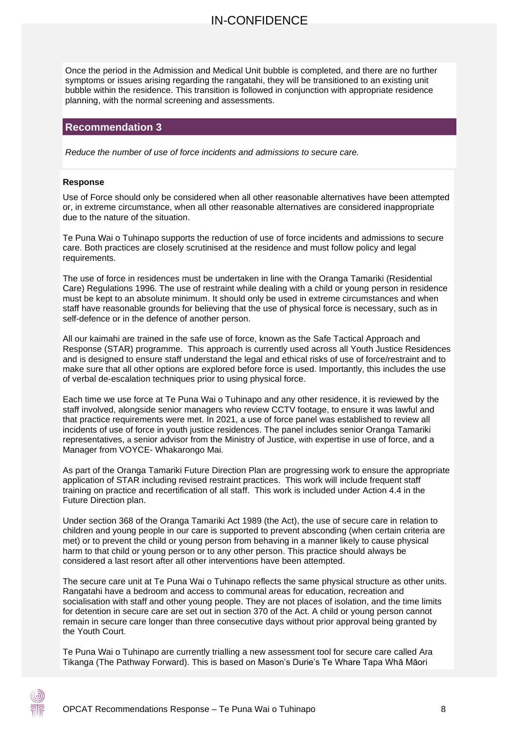Once the period in the Admission and Medical Unit bubble is completed, and there are no further symptoms or issues arising regarding the rangatahi, they will be transitioned to an existing unit bubble within the residence. This transition is followed in conjunction with appropriate residence planning, with the normal screening and assessments.

## Recommendation 3

*Reduce the number of use of force incidents and admissions to secure care.*

**Response**

Use of Force should only be considered when all other reasonable alternatives have been attempted or, in extreme circumstance, when all other reasonable alternatives are considered inappropriate due to the nature of the situation.

Te Puna Wai o Tuhinapo supports the reduction of use of force incidents and admissions to secure care. Both practices are closely scrutinised at the residence and must follow policy and legal requirements.

The use of force in residences must be undertaken in line with the Oranga Tamariki (Residential Care) Regulations 1996. The use of restraint while dealing with a child or young person in residence must be kept to an absolute minimum. It should only be used in extreme circumstances and when staff have reasonable grounds for believing that the use of physical force is necessary, such as in self-defence or in the defence of another person.

All our kaimahi are trained in the safe use of force, known as the Safe Tactical Approach and Response (STAR) programme. This approach is currently used across all Youth Justice Residences and is designed to ensure staff understand the legal and ethical risks of use of force/restraint and to make sure that all other options are explored before force is used. Importantly, this includes the use of verbal de-escalation techniques prior to using physical force.

Each time we use force at Te Puna Wai o Tuhinapo and any other residence, it is reviewed by the staff involved, alongside senior managers who review CCTV footage, to ensure it was lawful and that practice requirements were met. In 2021, a use of force panel was established to review all incidents of use of force in youth justice residences. The panel includes senior Oranga Tamariki representatives, a senior advisor from the Ministry of Justice, with expertise in use of force, and a Manager from VOYCE- Whakarongo Mai.

As part of the Oranga Tamariki Future Direction Plan are progressing work to ensure the appropriate application of STAR including revised restraint practices. This work will include frequent staff training on practice and recertification of all staff. This work is included under Action 4.4 in the Future Direction plan.

Under section 368 of the Oranga Tamariki Act 1989 (the Act), the use of secure care in relation to children and young people in our care is supported to prevent absconding (when certain criteria are met) or to prevent the child or young person from behaving in a manner likely to cause physical harm to that child or young person or to any other person. This practice should always be considered a last resort after all other interventions have been attempted.

The secure care unit at Te Puna Wai o Tuhinapo reflects the same physical structure as other units. Rangatahi have a bedroom and access to communal areas for education, recreation and socialisation with staff and other young people. They are not places of isolation, and the time limits for detention in secure care are set out in section 370 of the Act. A child or young person cannot remain in secure care longer than three consecutive days without prior approval being granted by the Youth Court.

Te Puna Wai o Tuhinapo are currently trialling a new assessment tool for secure care called Ara Tikanga (The Pathway Forward). This is based on Mason's Durie's Te Whare Tapa Whā Māori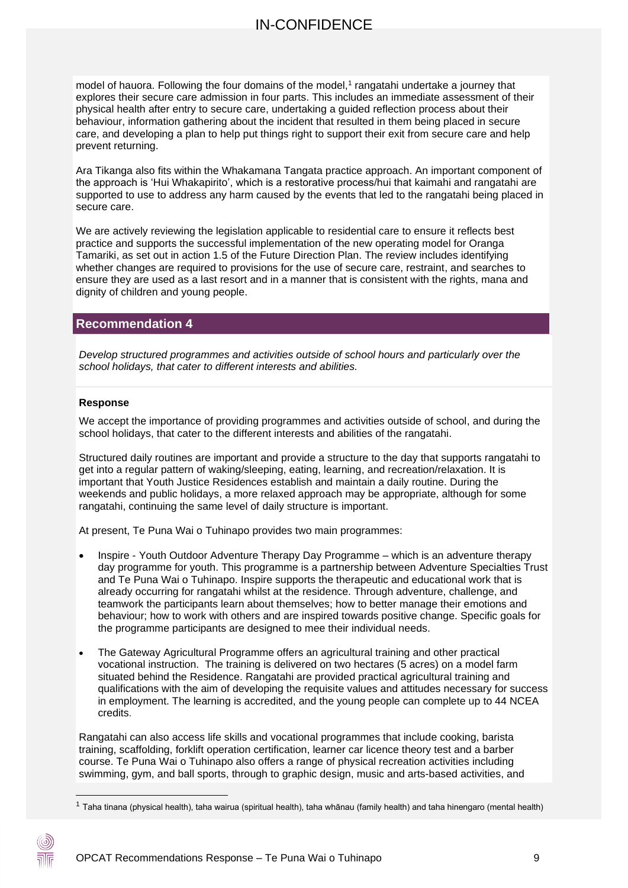model of hauora. Following the four domains of the model,[1] rangatahi undertake a journey that explores their secure care admission in four parts. This includes an immediate assessment of their physical health after entry to secure care, undertaking a guided reflection process about their behaviour, information gathering about the incident that resulted in them being placed in secure care, and developing a plan to help put things right to support their exit from secure care and help prevent returning.

Ara Tikanga also fits within the Whakamana Tangata practice approach. An important component of the approach is 'Hui Whakapirito', which is a restorative process/hui that kaimahi and rangatahi are supported to use to address any harm caused by the events that led to the rangatahi being placed in secure care.

We are actively reviewing the legislation applicable to residential care to ensure it reflects best practice and supports the successful implementation of the new operating model for Oranga Tamariki, as set out in action 1.5 of the Future Direction Plan. The review includes identifying whether changes are required to provisions for the use of secure care, restraint, and searches to ensure they are used as a last resort and in a manner that is consistent with the rights, mana and dignity of children and young people.

## Recommendation 4

*Develop structured programmes and activities outside of school hours and particularly over the school holidays, that cater to different interests and abilities.*

**Response**

We accept the importance of providing programmes and activities outside of school, and during the school holidays, that cater to the different interests and abilities of the rangatahi.

Structured daily routines are important and provide a structure to the day that supports rangatahi to get into a regular pattern of waking/sleeping, eating, learning, and recreation/relaxation. It is important that Youth Justice Residences establish and maintain a daily routine. During the weekends and public holidays, a more relaxed approach may be appropriate, although for some rangatahi, continuing the same level of daily structure is important.

At present, Te Puna Wai o Tuhinapo provides two main programmes:

- Inspire - Youth Outdoor Adventure Therapy Day Programme – which is an adventure therapy day programme for youth. This programme is a partnership between Adventure Specialties Trust and Te Puna Wai o Tuhinapo. Inspire supports the therapeutic and educational work that is already occurring for rangatahi whilst at the residence. Through adventure, challenge, and teamwork the participants learn about themselves; how to better manage their emotions and behaviour; how to work with others and are inspired towards positive change. Specific goals for the programme participants are designed to mee their individual needs.
- The Gateway Agricultural Programme offers an agricultural training and other practical vocational instruction. The training is delivered on two hectares (5 acres) on a model farm situated behind the Residence. Rangatahi are provided practical agricultural training and qualifications with the aim of developing the requisite values and attitudes necessary for success in employment. The learning is accredited, and the young people can complete up to 44 NCEA credits.

Rangatahi can also access life skills and vocational programmes that include cooking, barista training, scaffolding, forklift operation certification, learner car licence theory test and a barber course. Te Puna Wai o Tuhinapo also offers a range of physical recreation activities including swimming, gym, and ball sports, through to graphic design, music and arts-based activities, and

---

[1] Taha tinana (physical health), taha wairua (spiritual health), taha whānau (family health) and taha hinengaro (mental health)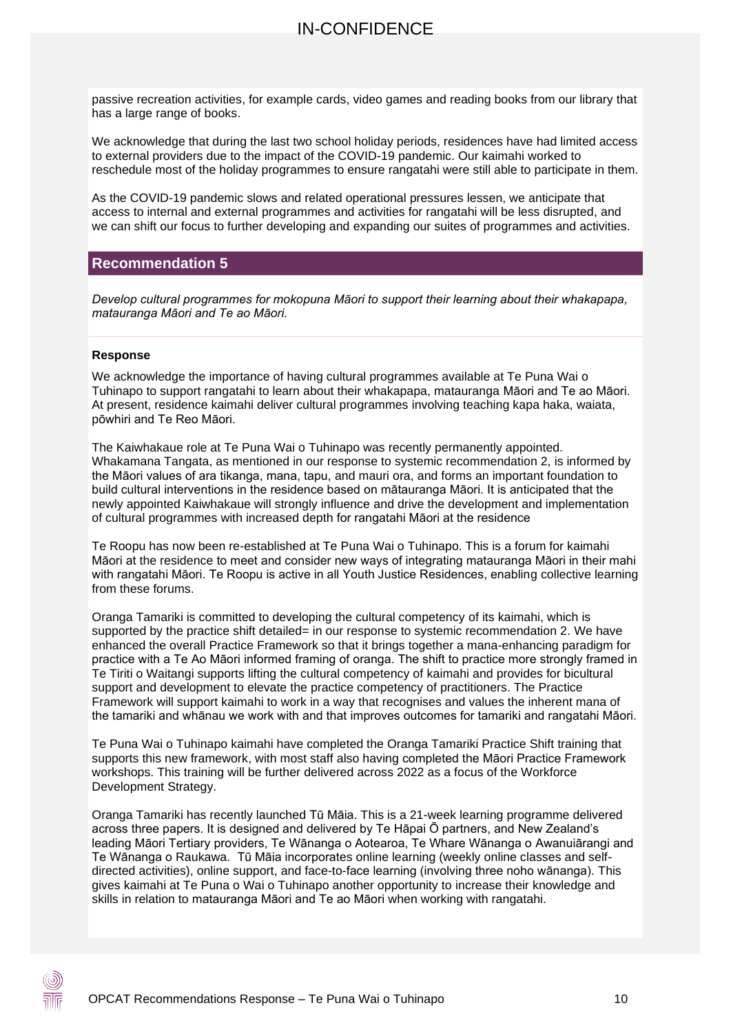passive recreation activities, for example cards, video games and reading books from our library that has a large range of books.

We acknowledge that during the last two school holiday periods, residences have had limited access to external providers due to the impact of the COVID-19 pandemic. Our kaimahi worked to reschedule most of the holiday programmes to ensure rangatahi were still able to participate in them.

As the COVID-19 pandemic slows and related operational pressures lessen, we anticipate that access to internal and external programmes and activities for rangatahi will be less disrupted, and we can shift our focus to further developing and expanding our suites of programmes and activities.

## Recommendation 5

*Develop cultural programmes for mokopuna Māori to support their learning about their whakapapa, matauranga Māori and Te ao Māori.*

**Response**

We acknowledge the importance of having cultural programmes available at Te Puna Wai o Tuhinapo to support rangatahi to learn about their whakapapa, matauranga Māori and Te ao Māori. At present, residence kaimahi deliver cultural programmes involving teaching kapa haka, waiata, pōwhiri and Te Reo Māori.

The Kaiwhakaue role at Te Puna Wai o Tuhinapo was recently permanently appointed. Whakamana Tangata, as mentioned in our response to systemic recommendation 2, is informed by the Māori values of ara tikanga, mana, tapu, and mauri ora, and forms an important foundation to build cultural interventions in the residence based on mātauranga Māori. It is anticipated that the newly appointed Kaiwhakaue will strongly influence and drive the development and implementation of cultural programmes with increased depth for rangatahi Māori at the residence

Te Roopu has now been re-established at Te Puna Wai o Tuhinapo. This is a forum for kaimahi Māori at the residence to meet and consider new ways of integrating matauranga Māori in their mahi with rangatahi Māori. Te Roopu is active in all Youth Justice Residences, enabling collective learning from these forums.

Oranga Tamariki is committed to developing the cultural competency of its kaimahi, which is supported by the practice shift detailed= in our response to systemic recommendation 2. We have enhanced the overall Practice Framework so that it brings together a mana-enhancing paradigm for practice with a Te Ao Māori informed framing of oranga. The shift to practice more strongly framed in Te Tiriti o Waitangi supports lifting the cultural competency of kaimahi and provides for bicultural support and development to elevate the practice competency of practitioners. The Practice Framework will support kaimahi to work in a way that recognises and values the inherent mana of the tamariki and whānau we work with and that improves outcomes for tamariki and rangatahi Māori.

Te Puna Wai o Tuhinapo kaimahi have completed the Oranga Tamariki Practice Shift training that supports this new framework, with most staff also having completed the Māori Practice Framework workshops. This training will be further delivered across 2022 as a focus of the Workforce Development Strategy.

Oranga Tamariki has recently launched Tū Māia. This is a 21-week learning programme delivered across three papers. It is designed and delivered by Te Hāpai Ō partners, and New Zealand's leading Māori Tertiary providers, Te Wānanga o Aotearoa, Te Whare Wānanga o Awanuiārangi and Te Wānanga o Raukawa. Tū Māia incorporates online learning (weekly online classes and self-directed activities), online support, and face-to-face learning (involving three noho wānanga). This gives kaimahi at Te Puna o Wai o Tuhinapo another opportunity to increase their knowledge and skills in relation to matauranga Māori and Te ao Māori when working with rangatahi.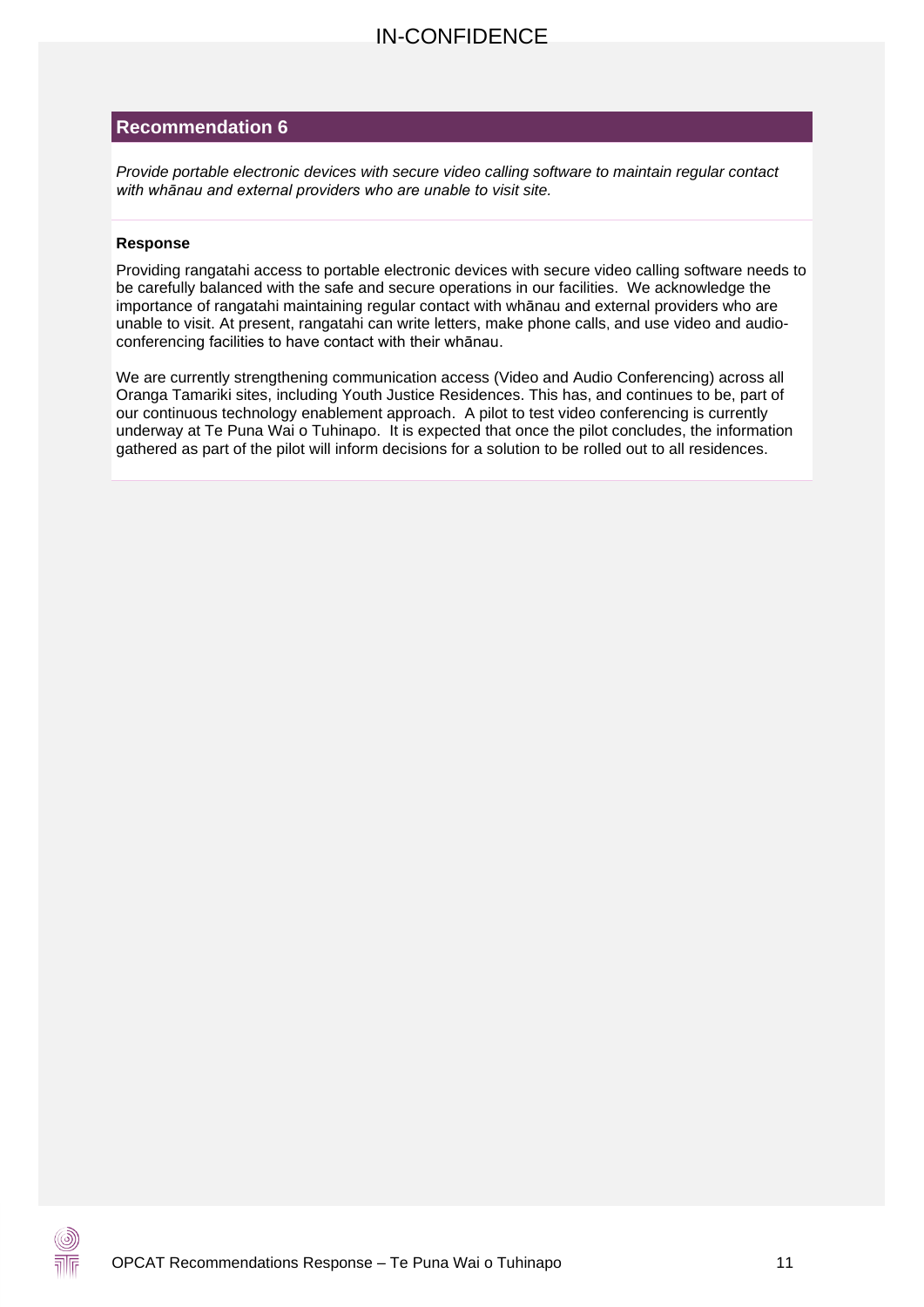## Recommendation 6

*Provide portable electronic devices with secure video calling software to maintain regular contact with whānau and external providers who are unable to visit site.*

**Response**

Providing rangatahi access to portable electronic devices with secure video calling software needs to be carefully balanced with the safe and secure operations in our facilities. We acknowledge the importance of rangatahi maintaining regular contact with whānau and external providers who are unable to visit. At present, rangatahi can write letters, make phone calls, and use video and audio-conferencing facilities to have contact with their whānau.

We are currently strengthening communication access (Video and Audio Conferencing) across all Oranga Tamariki sites, including Youth Justice Residences. This has, and continues to be, part of our continuous technology enablement approach. A pilot to test video conferencing is currently underway at Te Puna Wai o Tuhinapo. It is expected that once the pilot concludes, the information gathered as part of the pilot will inform decisions for a solution to be rolled out to all residences.